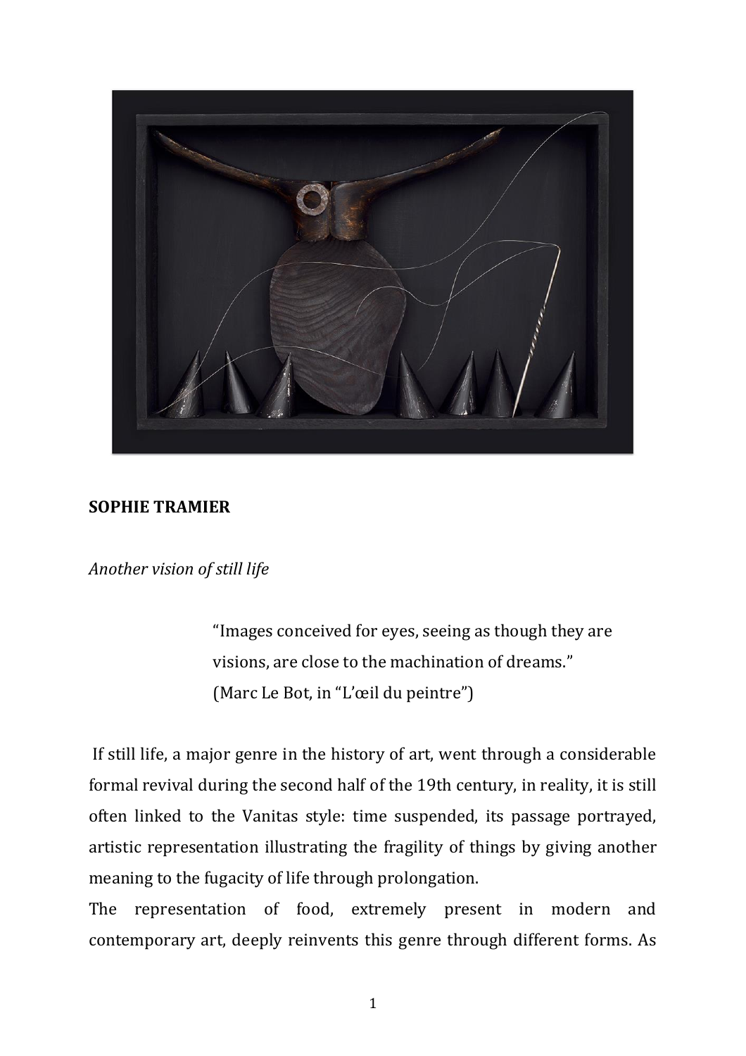**SOPHIE TRAMIER**

*Another vision of still life*

> "Images conceived for eyes, seeing as though they are visions, are close to the machination of dreams."
> (Marc Le Bot, in "L'œil du peintre")

If still life, a major genre in the history of art, went through a considerable formal revival during the second half of the 19th century, in reality, it is still often linked to the Vanitas style: time suspended, its passage portrayed, artistic representation illustrating the fragility of things by giving another meaning to the fugacity of life through prolongation.

The representation of food, extremely present in modern and contemporary art, deeply reinvents this genre through different forms. As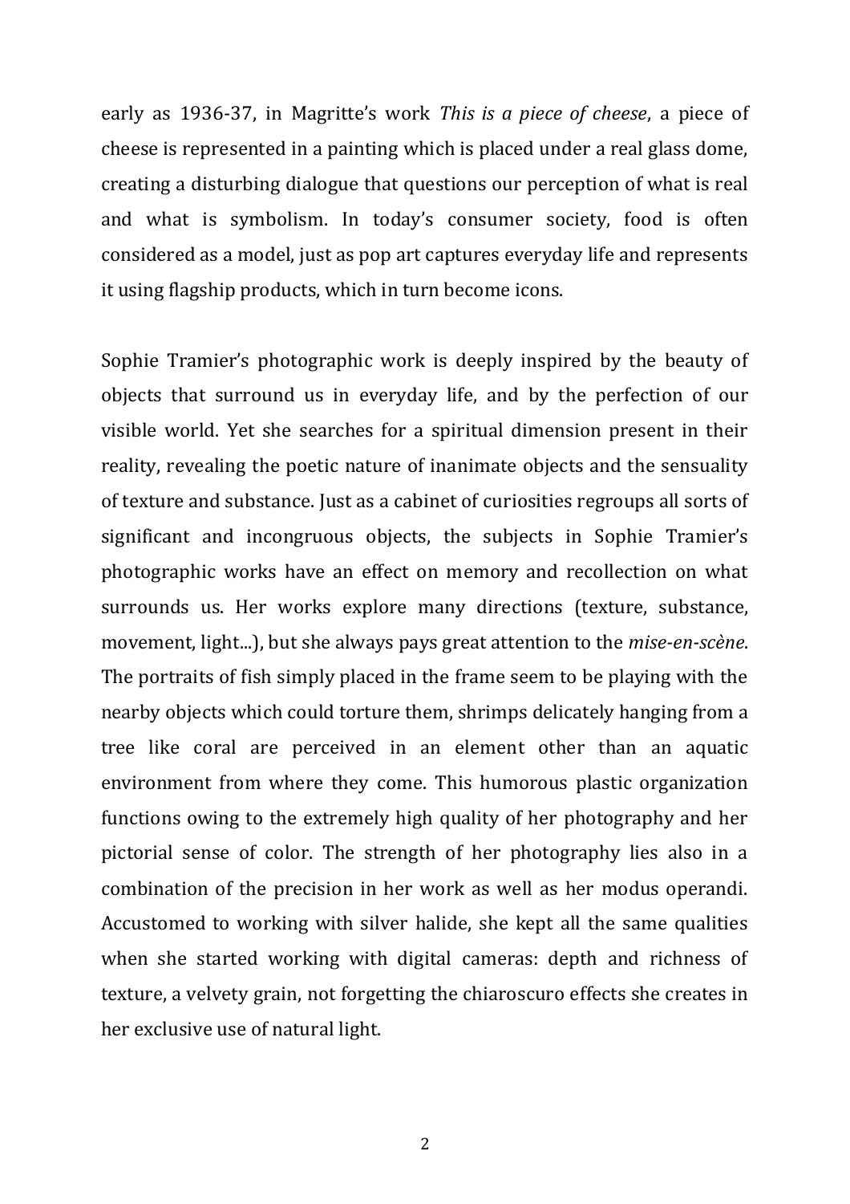early as 1936-37, in Magritte's work *This is a piece of cheese*, a piece of cheese is represented in a painting which is placed under a real glass dome, creating a disturbing dialogue that questions our perception of what is real and what is symbolism. In today's consumer society, food is often considered as a model, just as pop art captures everyday life and represents it using flagship products, which in turn become icons.

Sophie Tramier's photographic work is deeply inspired by the beauty of objects that surround us in everyday life, and by the perfection of our visible world. Yet she searches for a spiritual dimension present in their reality, revealing the poetic nature of inanimate objects and the sensuality of texture and substance. Just as a cabinet of curiosities regroups all sorts of significant and incongruous objects, the subjects in Sophie Tramier's photographic works have an effect on memory and recollection on what surrounds us. Her works explore many directions (texture, substance, movement, light...), but she always pays great attention to the *mise-en-scène*. The portraits of fish simply placed in the frame seem to be playing with the nearby objects which could torture them, shrimps delicately hanging from a tree like coral are perceived in an element other than an aquatic environment from where they come. This humorous plastic organization functions owing to the extremely high quality of her photography and her pictorial sense of color. The strength of her photography lies also in a combination of the precision in her work as well as her modus operandi. Accustomed to working with silver halide, she kept all the same qualities when she started working with digital cameras: depth and richness of texture, a velvety grain, not forgetting the chiaroscuro effects she creates in her exclusive use of natural light.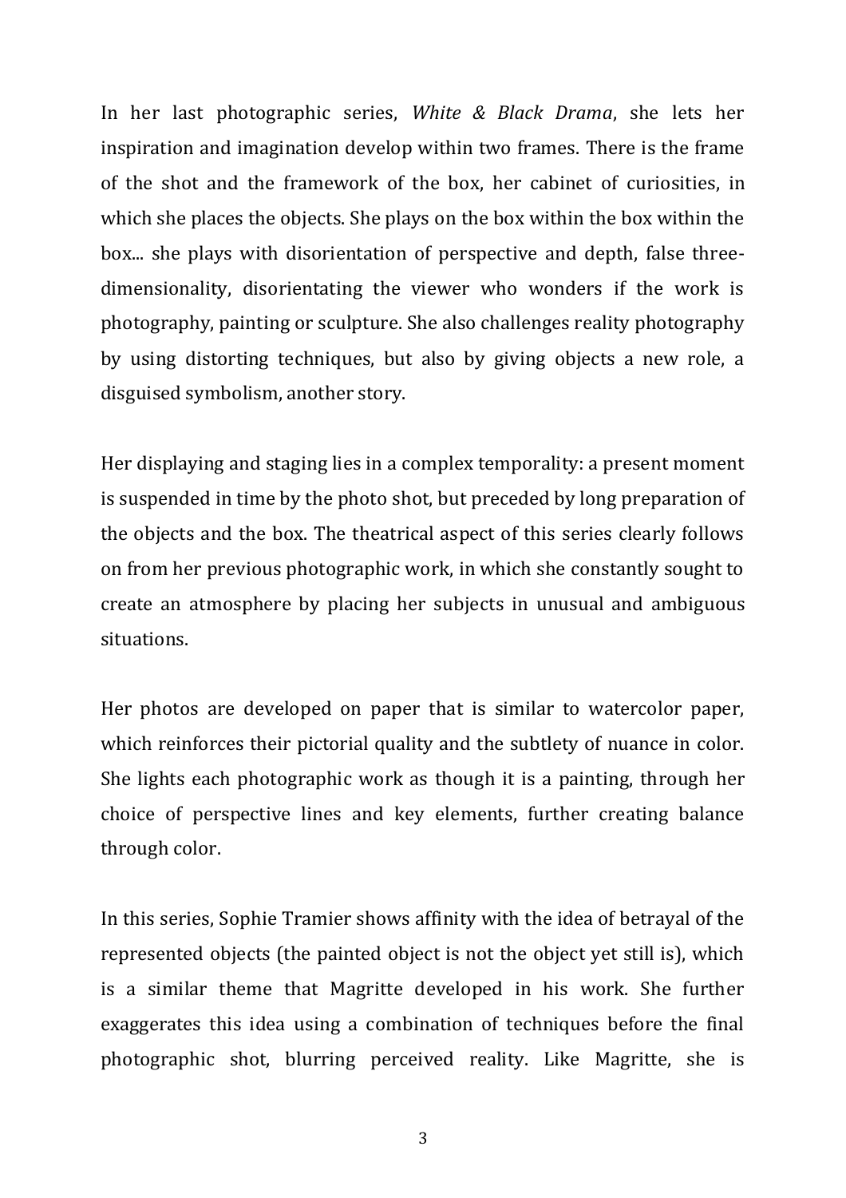In her last photographic series, *White & Black Drama*, she lets her inspiration and imagination develop within two frames. There is the frame of the shot and the framework of the box, her cabinet of curiosities, in which she places the objects. She plays on the box within the box within the box... she plays with disorientation of perspective and depth, false three-dimensionality, disorientating the viewer who wonders if the work is photography, painting or sculpture. She also challenges reality photography by using distorting techniques, but also by giving objects a new role, a disguised symbolism, another story.

Her displaying and staging lies in a complex temporality: a present moment is suspended in time by the photo shot, but preceded by long preparation of the objects and the box. The theatrical aspect of this series clearly follows on from her previous photographic work, in which she constantly sought to create an atmosphere by placing her subjects in unusual and ambiguous situations.

Her photos are developed on paper that is similar to watercolor paper, which reinforces their pictorial quality and the subtlety of nuance in color. She lights each photographic work as though it is a painting, through her choice of perspective lines and key elements, further creating balance through color.

In this series, Sophie Tramier shows affinity with the idea of betrayal of the represented objects (the painted object is not the object yet still is), which is a similar theme that Magritte developed in his work. She further exaggerates this idea using a combination of techniques before the final photographic shot, blurring perceived reality. Like Magritte, she is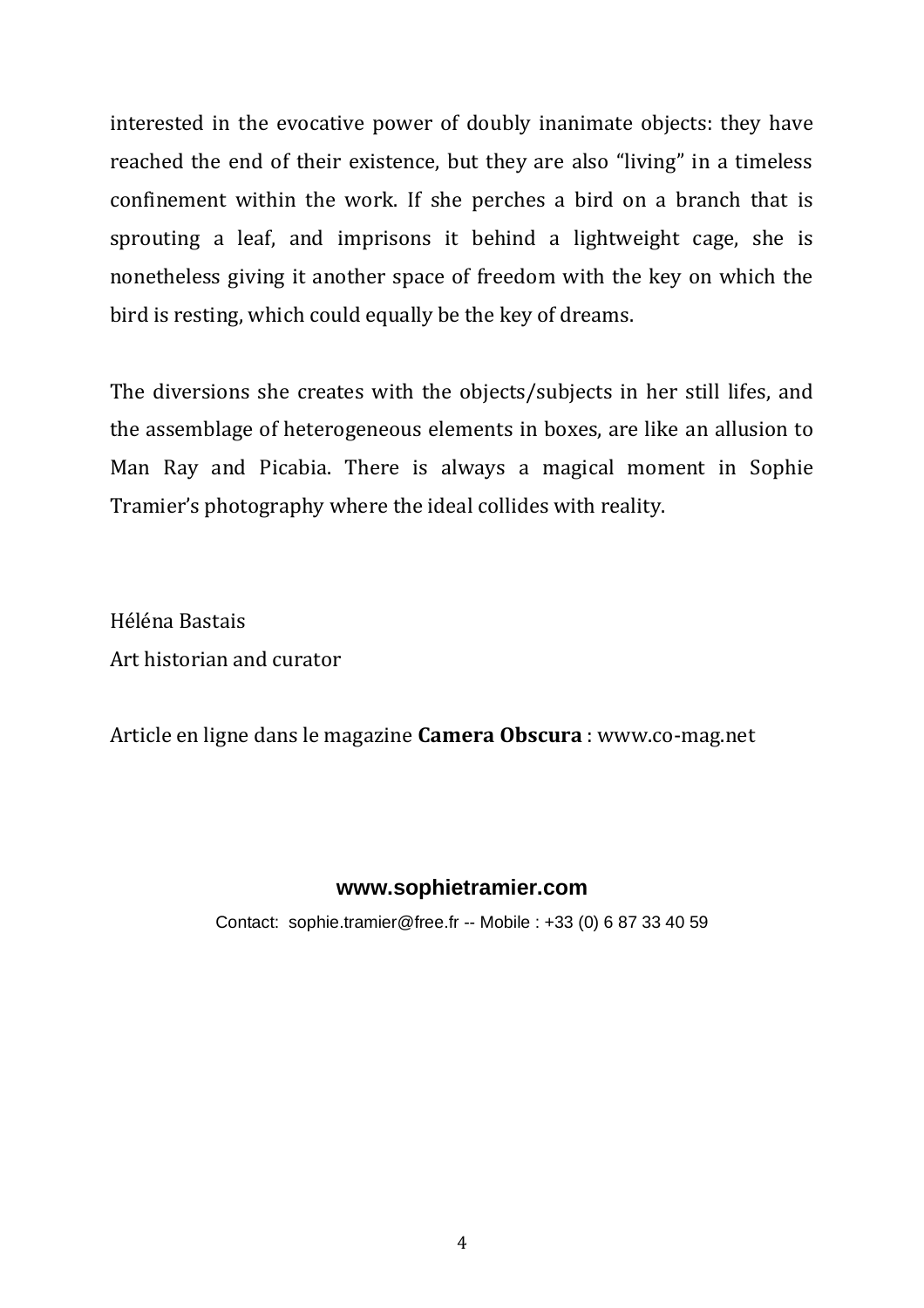interested in the evocative power of doubly inanimate objects: they have reached the end of their existence, but they are also "living" in a timeless confinement within the work. If she perches a bird on a branch that is sprouting a leaf, and imprisons it behind a lightweight cage, she is nonetheless giving it another space of freedom with the key on which the bird is resting, which could equally be the key of dreams.

The diversions she creates with the objects/subjects in her still lifes, and the assemblage of heterogeneous elements in boxes, are like an allusion to Man Ray and Picabia. There is always a magical moment in Sophie Tramier's photography where the ideal collides with reality.

Héléna Bastais
Art historian and curator

Article en ligne dans le magazine **Camera Obscura** : www.co-mag.net

**www.sophietramier.com**

Contact: sophie.tramier@free.fr -- Mobile : +33 (0) 6 87 33 40 59